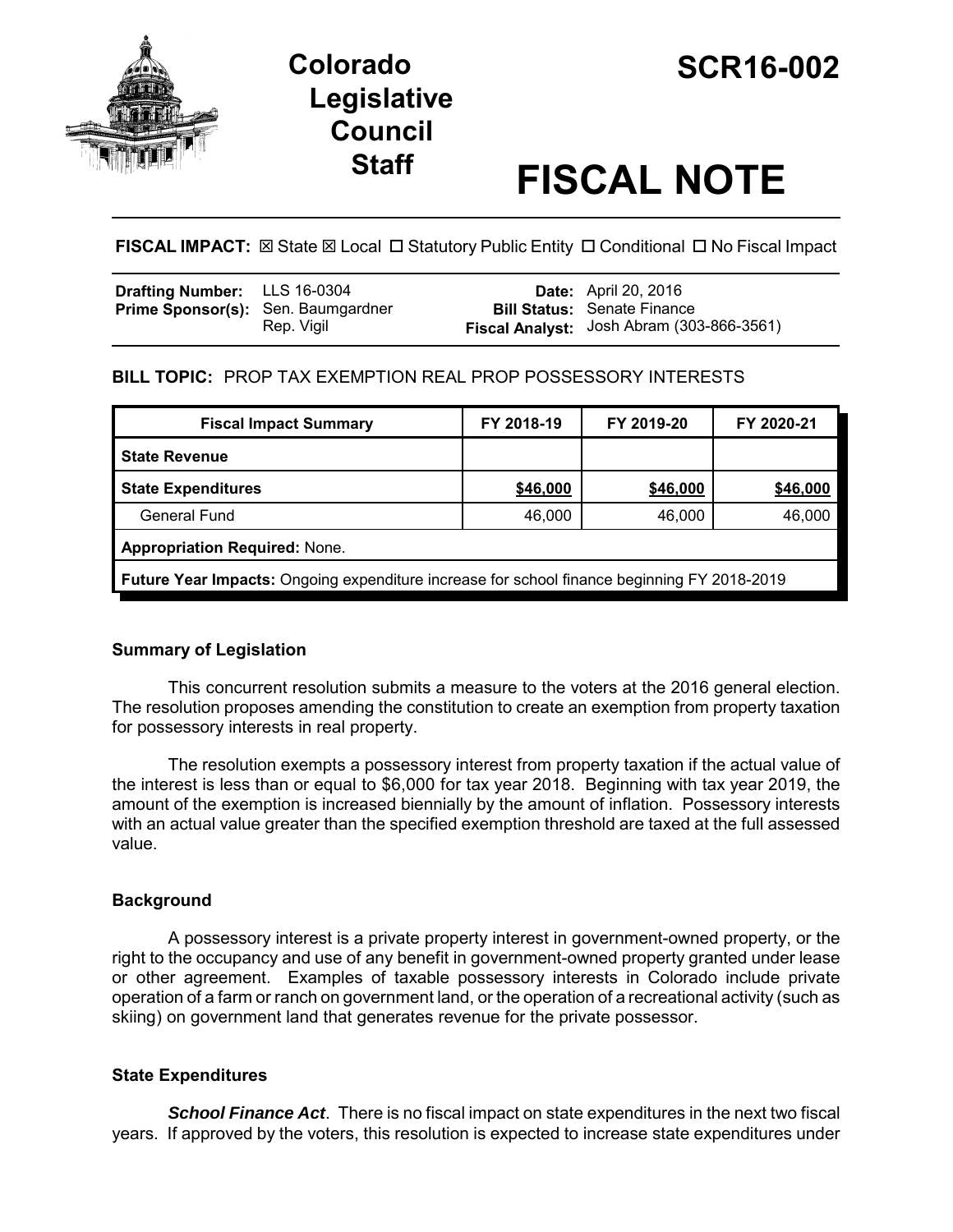# Colorado Legislative Council Staff

# SCR16-002

# FISCAL NOTE

**FISCAL IMPACT:** ☒ State ☒ Local ☐ Statutory Public Entity ☐ Conditional ☐ No Fiscal Impact

| | | | |
|---|---|---|---|
| **Drafting Number:** | LLS 16-0304 | **Date:** | April 20, 2016 |
| **Prime Sponsor(s):** | Sen. Baumgardner<br>Rep. Vigil | **Bill Status:** | Senate Finance |
| | | **Fiscal Analyst:** | Josh Abram (303-866-3561) |

**BILL TOPIC:** PROP TAX EXEMPTION REAL PROP POSSESSORY INTERESTS

| Fiscal Impact Summary | FY 2018-19 | FY 2019-20 | FY 2020-21 |
|---|---|---|---|
| **State Revenue** | | | |
| **State Expenditures** | **$46,000** | **$46,000** | **$46,000** |
| General Fund | 46,000 | 46,000 | 46,000 |
| **Appropriation Required:** None. | | | |
| **Future Year Impacts:** Ongoing expenditure increase for school finance beginning FY 2018-2019 | | | |

### Summary of Legislation

This concurrent resolution submits a measure to the voters at the 2016 general election. The resolution proposes amending the constitution to create an exemption from property taxation for possessory interests in real property.

The resolution exempts a possessory interest from property taxation if the actual value of the interest is less than or equal to $6,000 for tax year 2018. Beginning with tax year 2019, the amount of the exemption is increased biennially by the amount of inflation. Possessory interests with an actual value greater than the specified exemption threshold are taxed at the full assessed value.

### Background

A possessory interest is a private property interest in government-owned property, or the right to the occupancy and use of any benefit in government-owned property granted under lease or other agreement. Examples of taxable possessory interests in Colorado include private operation of a farm or ranch on government land, or the operation of a recreational activity (such as skiing) on government land that generates revenue for the private possessor.

### State Expenditures

***School Finance Act***. There is no fiscal impact on state expenditures in the next two fiscal years. If approved by the voters, this resolution is expected to increase state expenditures under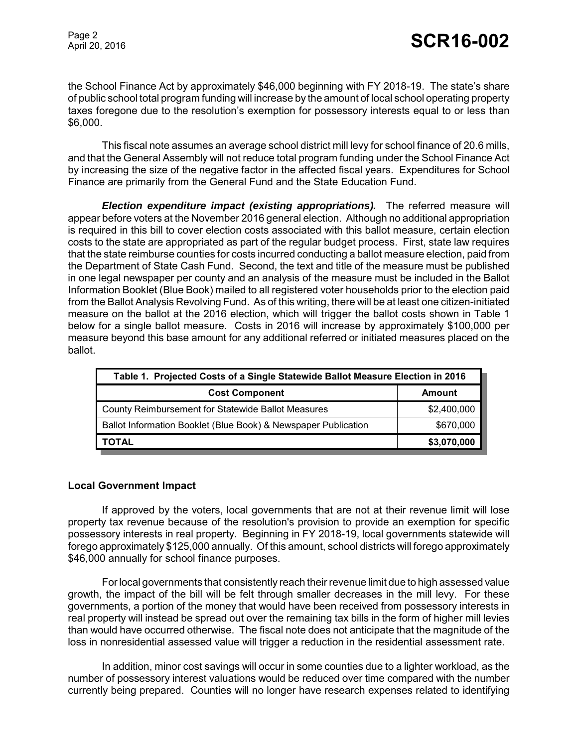the School Finance Act by approximately $46,000 beginning with FY 2018-19. The state's share of public school total program funding will increase by the amount of local school operating property taxes foregone due to the resolution's exemption for possessory interests equal to or less than $6,000.

This fiscal note assumes an average school district mill levy for school finance of 20.6 mills, and that the General Assembly will not reduce total program funding under the School Finance Act by increasing the size of the negative factor in the affected fiscal years. Expenditures for School Finance are primarily from the General Fund and the State Education Fund.

***Election expenditure impact (existing appropriations).*** The referred measure will appear before voters at the November 2016 general election. Although no additional appropriation is required in this bill to cover election costs associated with this ballot measure, certain election costs to the state are appropriated as part of the regular budget process. First, state law requires that the state reimburse counties for costs incurred conducting a ballot measure election, paid from the Department of State Cash Fund. Second, the text and title of the measure must be published in one legal newspaper per county and an analysis of the measure must be included in the Ballot Information Booklet (Blue Book) mailed to all registered voter households prior to the election paid from the Ballot Analysis Revolving Fund. As of this writing, there will be at least one citizen-initiated measure on the ballot at the 2016 election, which will trigger the ballot costs shown in Table 1 below for a single ballot measure. Costs in 2016 will increase by approximately $100,000 per measure beyond this base amount for any additional referred or initiated measures placed on the ballot.

| Table 1. Projected Costs of a Single Statewide Ballot Measure Election in 2016 | |
|---|---|
| **Cost Component** | **Amount** |
| County Reimbursement for Statewide Ballot Measures | $2,400,000 |
| Ballot Information Booklet (Blue Book) & Newspaper Publication | $670,000 |
| **TOTAL** | **$3,070,000** |

**Local Government Impact**

If approved by the voters, local governments that are not at their revenue limit will lose property tax revenue because of the resolution's provision to provide an exemption for specific possessory interests in real property. Beginning in FY 2018-19, local governments statewide will forego approximately $125,000 annually. Of this amount, school districts will forego approximately $46,000 annually for school finance purposes.

For local governments that consistently reach their revenue limit due to high assessed value growth, the impact of the bill will be felt through smaller decreases in the mill levy. For these governments, a portion of the money that would have been received from possessory interests in real property will instead be spread out over the remaining tax bills in the form of higher mill levies than would have occurred otherwise. The fiscal note does not anticipate that the magnitude of the loss in nonresidential assessed value will trigger a reduction in the residential assessment rate.

In addition, minor cost savings will occur in some counties due to a lighter workload, as the number of possessory interest valuations would be reduced over time compared with the number currently being prepared. Counties will no longer have research expenses related to identifying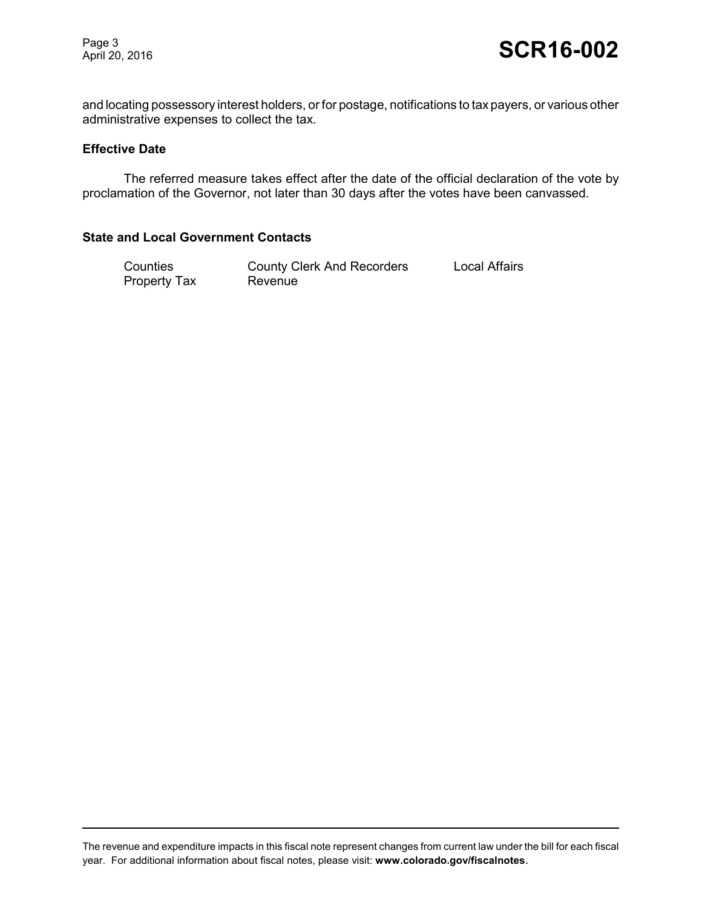and locating possessory interest holders, or for postage, notifications to tax payers, or various other administrative expenses to collect the tax.

**Effective Date**

The referred measure takes effect after the date of the official declaration of the vote by proclamation of the Governor, not later than 30 days after the votes have been canvassed.

**State and Local Government Contacts**

| | | |
|---|---|---|
| Counties | County Clerk And Recorders | Local Affairs |
| Property Tax | Revenue | |

The revenue and expenditure impacts in this fiscal note represent changes from current law under the bill for each fiscal year. For additional information about fiscal notes, please visit: **www.colorado.gov/fiscalnotes.**